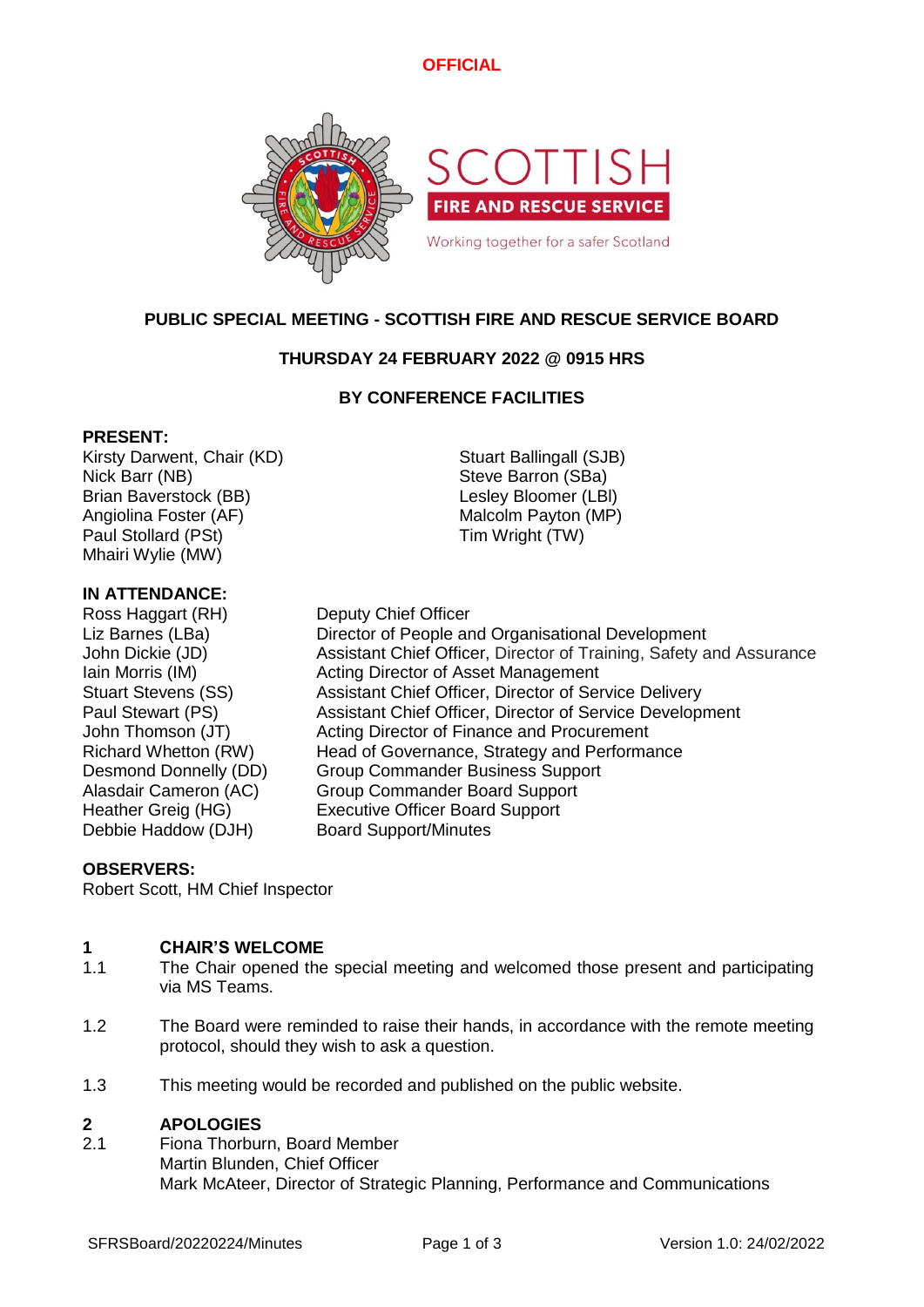**OFFICIAL**

SCOTTISH FIRE AND RESCUE SERVICE

Working together for a safer Scotland

## PUBLIC SPECIAL MEETING - SCOTTISH FIRE AND RESCUE SERVICE BOARD

### THURSDAY 24 FEBRUARY 2022 @ 0915 HRS

### BY CONFERENCE FACILITIES

**PRESENT:**

Kirsty Darwent, Chair (KD)
Nick Barr (NB)
Brian Baverstock (BB)
Angiolina Foster (AF)
Paul Stollard (PSt)
Mhairi Wylie (MW)
Stuart Ballingall (SJB)
Steve Barron (SBa)
Lesley Bloomer (LBl)
Malcolm Payton (MP)
Tim Wright (TW)

**IN ATTENDANCE:**

| | |
|---|---|
| Ross Haggart (RH) | Deputy Chief Officer |
| Liz Barnes (LBa) | Director of People and Organisational Development |
| John Dickie (JD) | Assistant Chief Officer, Director of Training, Safety and Assurance |
| Iain Morris (IM) | Acting Director of Asset Management |
| Stuart Stevens (SS) | Assistant Chief Officer, Director of Service Delivery |
| Paul Stewart (PS) | Assistant Chief Officer, Director of Service Development |
| John Thomson (JT) | Acting Director of Finance and Procurement |
| Richard Whetton (RW) | Head of Governance, Strategy and Performance |
| Desmond Donnelly (DD) | Group Commander Business Support |
| Alasdair Cameron (AC) | Group Commander Board Support |
| Heather Greig (HG) | Executive Officer Board Support |
| Debbie Haddow (DJH) | Board Support/Minutes |

**OBSERVERS:**

Robert Scott, HM Chief Inspector

**1 CHAIR'S WELCOME**

1.1 The Chair opened the special meeting and welcomed those present and participating via MS Teams.

1.2 The Board were reminded to raise their hands, in accordance with the remote meeting protocol, should they wish to ask a question.

1.3 This meeting would be recorded and published on the public website.

**2 APOLOGIES**

2.1 Fiona Thorburn, Board Member
Martin Blunden, Chief Officer
Mark McAteer, Director of Strategic Planning, Performance and Communications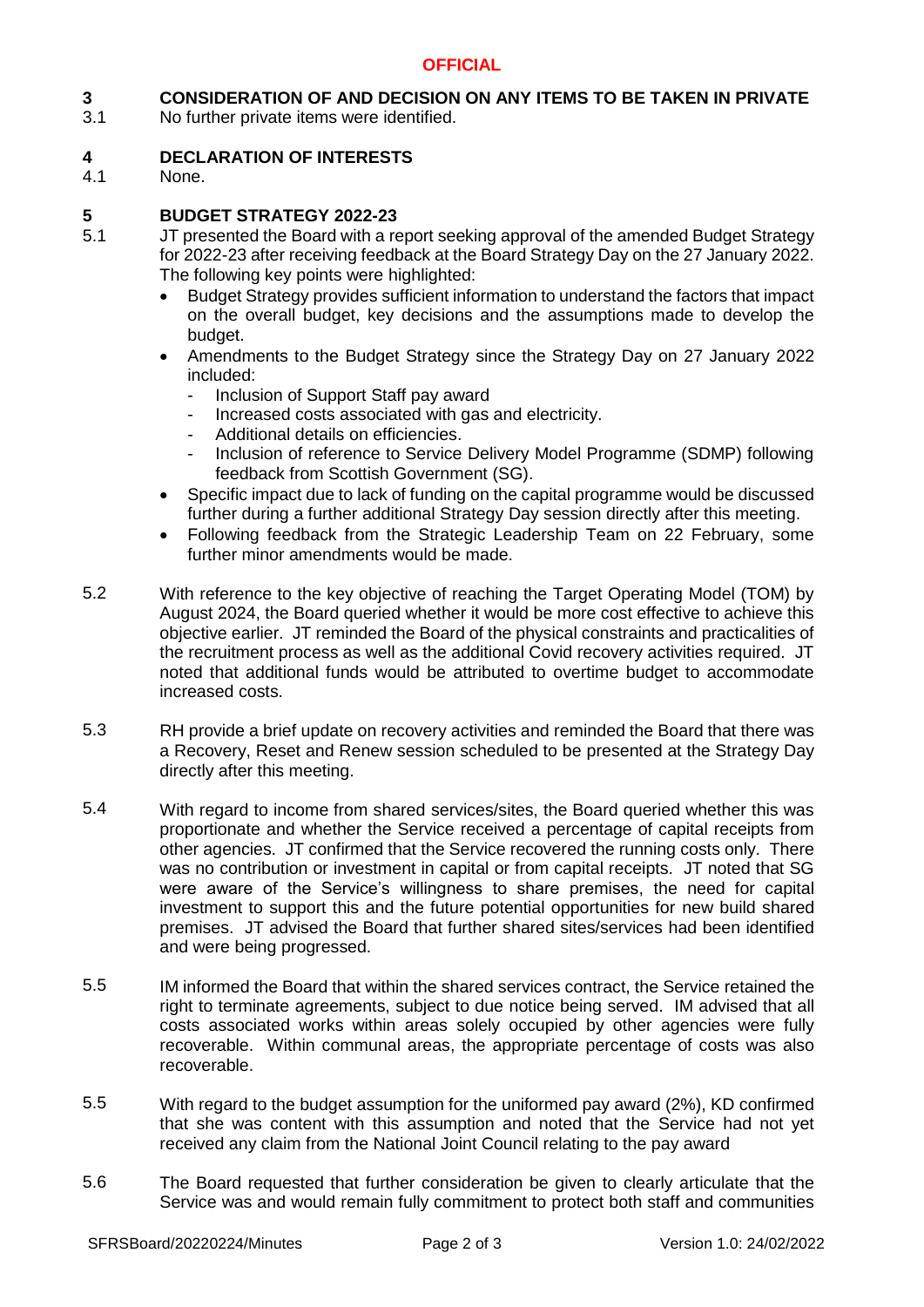**OFFICIAL**

## 3 CONSIDERATION OF AND DECISION ON ANY ITEMS TO BE TAKEN IN PRIVATE

3.1 No further private items were identified.

## 4 DECLARATION OF INTERESTS

4.1 None.

## 5 BUDGET STRATEGY 2022-23

5.1 JT presented the Board with a report seeking approval of the amended Budget Strategy for 2022-23 after receiving feedback at the Board Strategy Day on the 27 January 2022. The following key points were highlighted:

- Budget Strategy provides sufficient information to understand the factors that impact on the overall budget, key decisions and the assumptions made to develop the budget.
- Amendments to the Budget Strategy since the Strategy Day on 27 January 2022 included:
  - Inclusion of Support Staff pay award
  - Increased costs associated with gas and electricity.
  - Additional details on efficiencies.
  - Inclusion of reference to Service Delivery Model Programme (SDMP) following feedback from Scottish Government (SG).
- Specific impact due to lack of funding on the capital programme would be discussed further during a further additional Strategy Day session directly after this meeting.
- Following feedback from the Strategic Leadership Team on 22 February, some further minor amendments would be made.

5.2 With reference to the key objective of reaching the Target Operating Model (TOM) by August 2024, the Board queried whether it would be more cost effective to achieve this objective earlier. JT reminded the Board of the physical constraints and practicalities of the recruitment process as well as the additional Covid recovery activities required. JT noted that additional funds would be attributed to overtime budget to accommodate increased costs.

5.3 RH provide a brief update on recovery activities and reminded the Board that there was a Recovery, Reset and Renew session scheduled to be presented at the Strategy Day directly after this meeting.

5.4 With regard to income from shared services/sites, the Board queried whether this was proportionate and whether the Service received a percentage of capital receipts from other agencies. JT confirmed that the Service recovered the running costs only. There was no contribution or investment in capital or from capital receipts. JT noted that SG were aware of the Service's willingness to share premises, the need for capital investment to support this and the future potential opportunities for new build shared premises. JT advised the Board that further shared sites/services had been identified and were being progressed.

5.5 IM informed the Board that within the shared services contract, the Service retained the right to terminate agreements, subject to due notice being served. IM advised that all costs associated works within areas solely occupied by other agencies were fully recoverable. Within communal areas, the appropriate percentage of costs was also recoverable.

5.5 With regard to the budget assumption for the uniformed pay award (2%), KD confirmed that she was content with this assumption and noted that the Service had not yet received any claim from the National Joint Council relating to the pay award

5.6 The Board requested that further consideration be given to clearly articulate that the Service was and would remain fully commitment to protect both staff and communities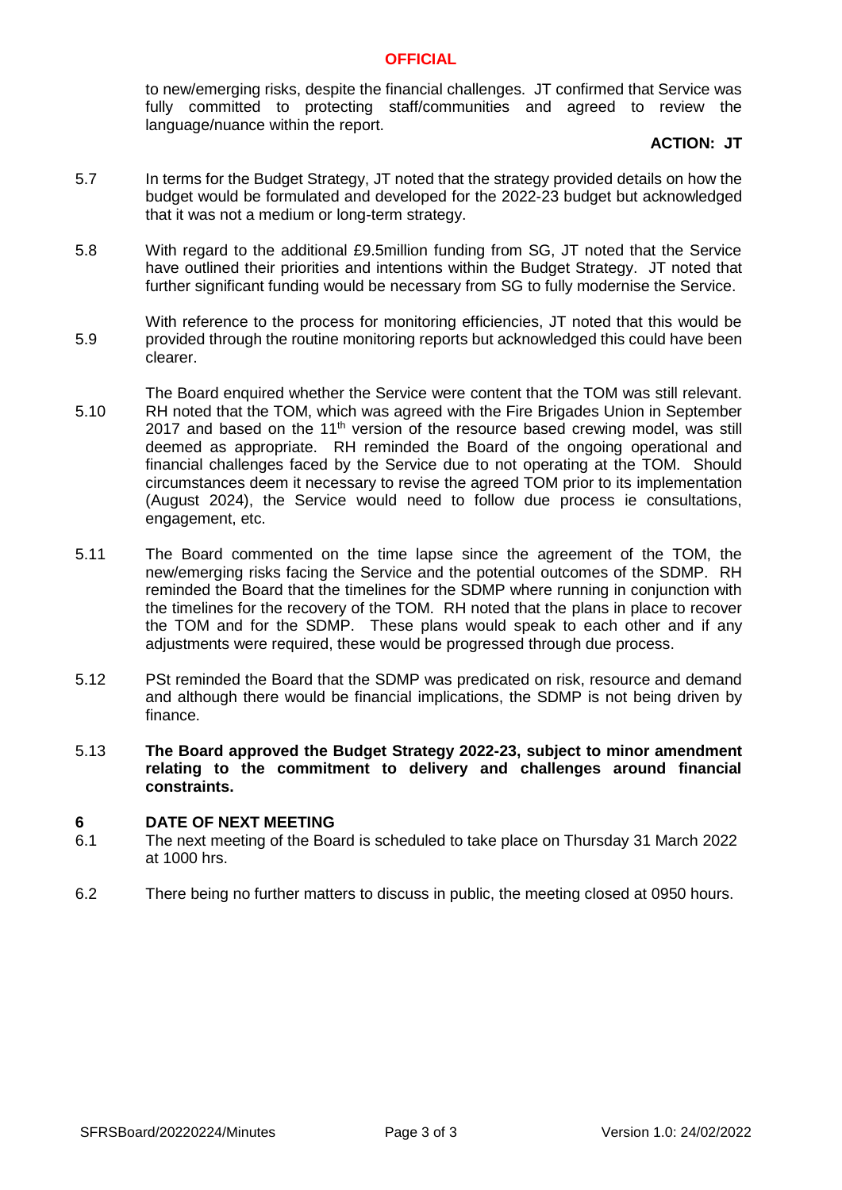to new/emerging risks, despite the financial challenges. JT confirmed that Service was fully committed to protecting staff/communities and agreed to review the language/nuance within the report.

**ACTION: JT**

5.7 In terms for the Budget Strategy, JT noted that the strategy provided details on how the budget would be formulated and developed for the 2022-23 budget but acknowledged that it was not a medium or long-term strategy.

5.8 With regard to the additional £9.5million funding from SG, JT noted that the Service have outlined their priorities and intentions within the Budget Strategy. JT noted that further significant funding would be necessary from SG to fully modernise the Service.

5.9 With reference to the process for monitoring efficiencies, JT noted that this would be provided through the routine monitoring reports but acknowledged this could have been clearer.

5.10 The Board enquired whether the Service were content that the TOM was still relevant. RH noted that the TOM, which was agreed with the Fire Brigades Union in September 2017 and based on the 11th version of the resource based crewing model, was still deemed as appropriate. RH reminded the Board of the ongoing operational and financial challenges faced by the Service due to not operating at the TOM. Should circumstances deem it necessary to revise the agreed TOM prior to its implementation (August 2024), the Service would need to follow due process ie consultations, engagement, etc.

5.11 The Board commented on the time lapse since the agreement of the TOM, the new/emerging risks facing the Service and the potential outcomes of the SDMP. RH reminded the Board that the timelines for the SDMP where running in conjunction with the timelines for the recovery of the TOM. RH noted that the plans in place to recover the TOM and for the SDMP. These plans would speak to each other and if any adjustments were required, these would be progressed through due process.

5.12 PSt reminded the Board that the SDMP was predicated on risk, resource and demand and although there would be financial implications, the SDMP is not being driven by finance.

5.13 **The Board approved the Budget Strategy 2022-23, subject to minor amendment relating to the commitment to delivery and challenges around financial constraints.**

## 6 DATE OF NEXT MEETING

6.1 The next meeting of the Board is scheduled to take place on Thursday 31 March 2022 at 1000 hrs.

6.2 There being no further matters to discuss in public, the meeting closed at 0950 hours.